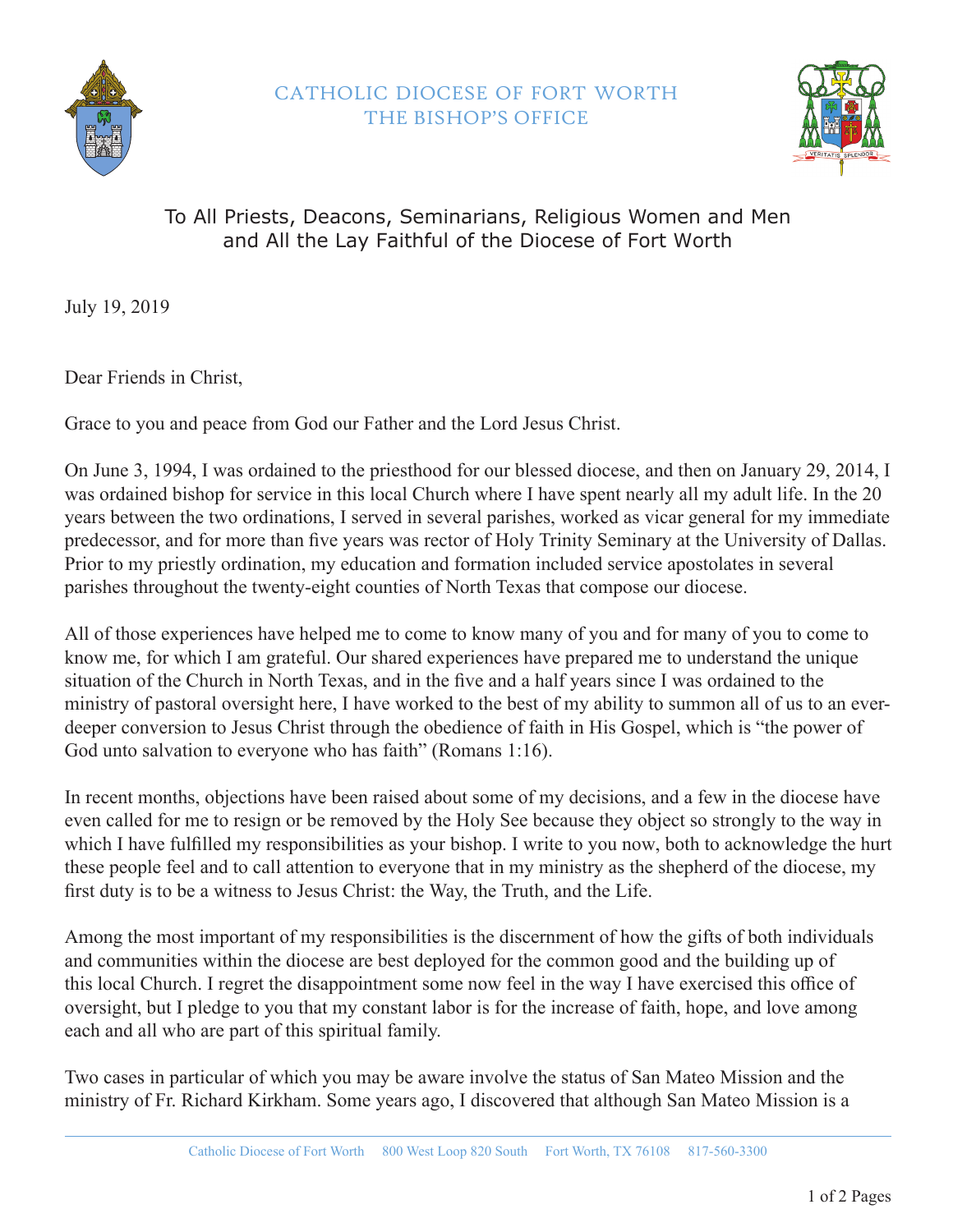CATHOLIC DIOCESE OF FORT WORTH
THE BISHOP'S OFFICE

To All Priests, Deacons, Seminarians, Religious Women and Men
and All the Lay Faithful of the Diocese of Fort Worth

July 19, 2019

Dear Friends in Christ,

Grace to you and peace from God our Father and the Lord Jesus Christ.

On June 3, 1994, I was ordained to the priesthood for our blessed diocese, and then on January 29, 2014, I was ordained bishop for service in this local Church where I have spent nearly all my adult life. In the 20 years between the two ordinations, I served in several parishes, worked as vicar general for my immediate predecessor, and for more than five years was rector of Holy Trinity Seminary at the University of Dallas. Prior to my priestly ordination, my education and formation included service apostolates in several parishes throughout the twenty-eight counties of North Texas that compose our diocese.

All of those experiences have helped me to come to know many of you and for many of you to come to know me, for which I am grateful. Our shared experiences have prepared me to understand the unique situation of the Church in North Texas, and in the five and a half years since I was ordained to the ministry of pastoral oversight here, I have worked to the best of my ability to summon all of us to an ever-deeper conversion to Jesus Christ through the obedience of faith in His Gospel, which is "the power of God unto salvation to everyone who has faith" (Romans 1:16).

In recent months, objections have been raised about some of my decisions, and a few in the diocese have even called for me to resign or be removed by the Holy See because they object so strongly to the way in which I have fulfilled my responsibilities as your bishop. I write to you now, both to acknowledge the hurt these people feel and to call attention to everyone that in my ministry as the shepherd of the diocese, my first duty is to be a witness to Jesus Christ: the Way, the Truth, and the Life.

Among the most important of my responsibilities is the discernment of how the gifts of both individuals and communities within the diocese are best deployed for the common good and the building up of this local Church. I regret the disappointment some now feel in the way I have exercised this office of oversight, but I pledge to you that my constant labor is for the increase of faith, hope, and love among each and all who are part of this spiritual family.

Two cases in particular of which you may be aware involve the status of San Mateo Mission and the ministry of Fr. Richard Kirkham. Some years ago, I discovered that although San Mateo Mission is a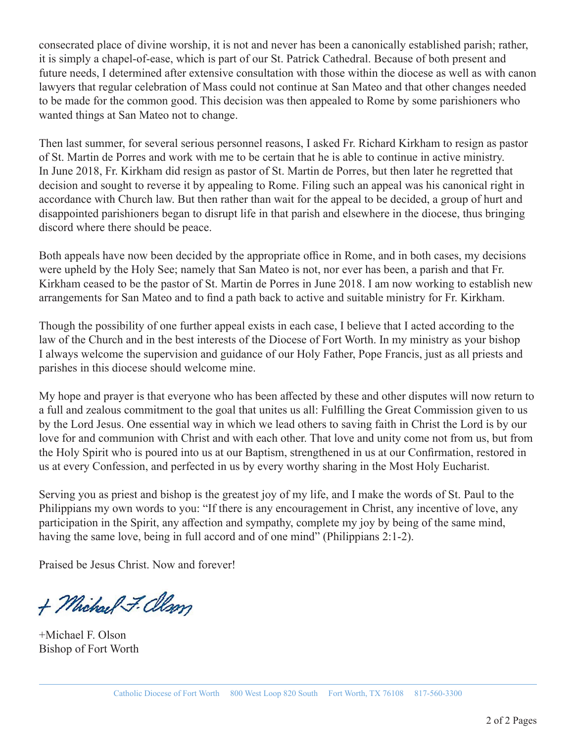consecrated place of divine worship, it is not and never has been a canonically established parish; rather, it is simply a chapel-of-ease, which is part of our St. Patrick Cathedral. Because of both present and future needs, I determined after extensive consultation with those within the diocese as well as with canon lawyers that regular celebration of Mass could not continue at San Mateo and that other changes needed to be made for the common good. This decision was then appealed to Rome by some parishioners who wanted things at San Mateo not to change.

Then last summer, for several serious personnel reasons, I asked Fr. Richard Kirkham to resign as pastor of St. Martin de Porres and work with me to be certain that he is able to continue in active ministry. In June 2018, Fr. Kirkham did resign as pastor of St. Martin de Porres, but then later he regretted that decision and sought to reverse it by appealing to Rome. Filing such an appeal was his canonical right in accordance with Church law. But then rather than wait for the appeal to be decided, a group of hurt and disappointed parishioners began to disrupt life in that parish and elsewhere in the diocese, thus bringing discord where there should be peace.

Both appeals have now been decided by the appropriate office in Rome, and in both cases, my decisions were upheld by the Holy See; namely that San Mateo is not, nor ever has been, a parish and that Fr. Kirkham ceased to be the pastor of St. Martin de Porres in June 2018. I am now working to establish new arrangements for San Mateo and to find a path back to active and suitable ministry for Fr. Kirkham.

Though the possibility of one further appeal exists in each case, I believe that I acted according to the law of the Church and in the best interests of the Diocese of Fort Worth. In my ministry as your bishop I always welcome the supervision and guidance of our Holy Father, Pope Francis, just as all priests and parishes in this diocese should welcome mine.

My hope and prayer is that everyone who has been affected by these and other disputes will now return to a full and zealous commitment to the goal that unites us all: Fulfilling the Great Commission given to us by the Lord Jesus. One essential way in which we lead others to saving faith in Christ the Lord is by our love for and communion with Christ and with each other. That love and unity come not from us, but from the Holy Spirit who is poured into us at our Baptism, strengthened in us at our Confirmation, restored in us at every Confession, and perfected in us by every worthy sharing in the Most Holy Eucharist.

Serving you as priest and bishop is the greatest joy of my life, and I make the words of St. Paul to the Philippians my own words to you: "If there is any encouragement in Christ, any incentive of love, any participation in the Spirit, any affection and sympathy, complete my joy by being of the same mind, having the same love, being in full accord and of one mind" (Philippians 2:1-2).

Praised be Jesus Christ. Now and forever!

+ Michael F. Olson

+Michael F. Olson
Bishop of Fort Worth

Catholic Diocese of Fort Worth    800 West Loop 820 South    Fort Worth, TX 76108    817-560-3300